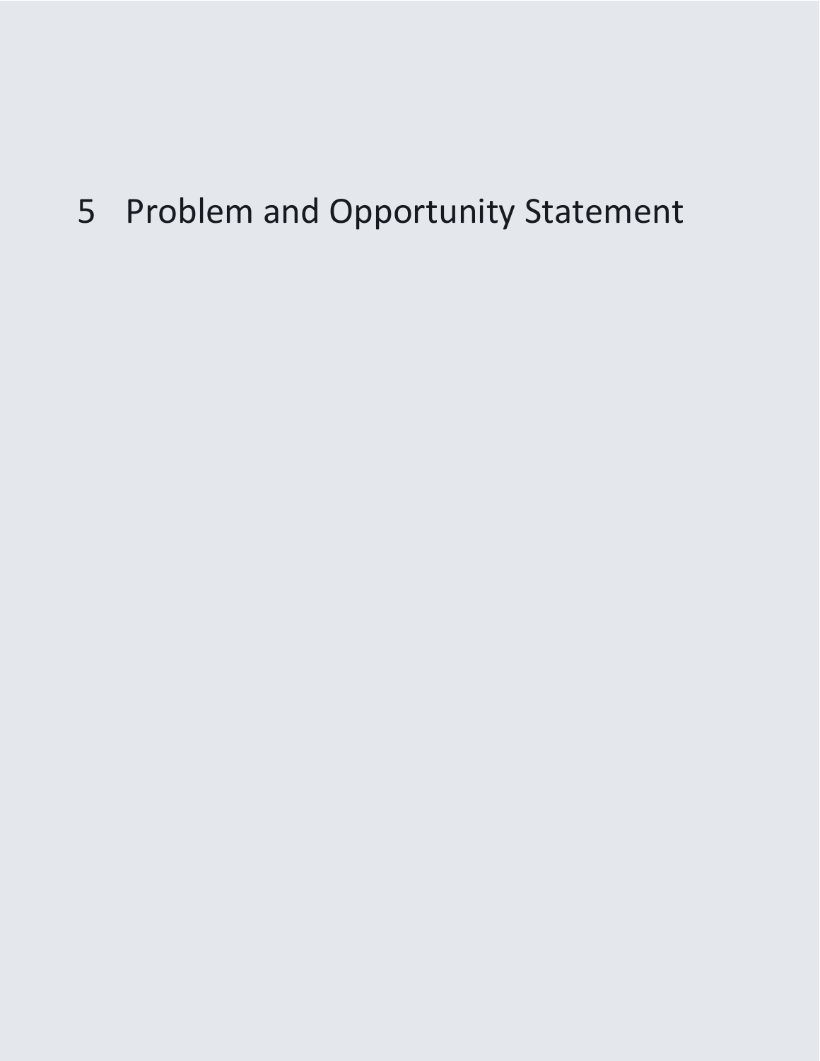# 5 Problem and Opportunity Statement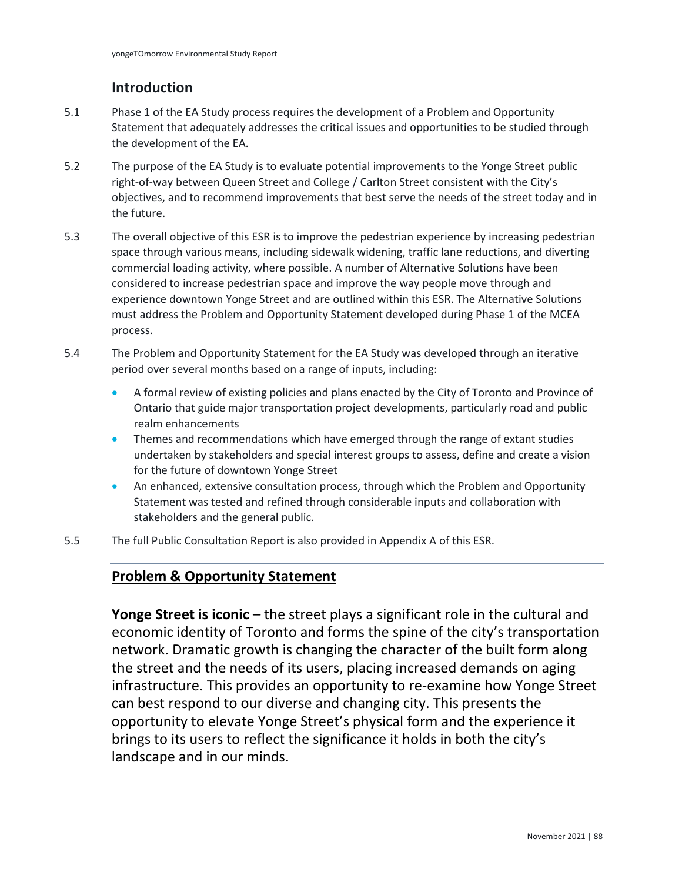## Introduction

5.1 Phase 1 of the EA Study process requires the development of a Problem and Opportunity Statement that adequately addresses the critical issues and opportunities to be studied through the development of the EA.

5.2 The purpose of the EA Study is to evaluate potential improvements to the Yonge Street public right-of-way between Queen Street and College / Carlton Street consistent with the City's objectives, and to recommend improvements that best serve the needs of the street today and in the future.

5.3 The overall objective of this ESR is to improve the pedestrian experience by increasing pedestrian space through various means, including sidewalk widening, traffic lane reductions, and diverting commercial loading activity, where possible. A number of Alternative Solutions have been considered to increase pedestrian space and improve the way people move through and experience downtown Yonge Street and are outlined within this ESR. The Alternative Solutions must address the Problem and Opportunity Statement developed during Phase 1 of the MCEA process.

5.4 The Problem and Opportunity Statement for the EA Study was developed through an iterative period over several months based on a range of inputs, including:

- A formal review of existing policies and plans enacted by the City of Toronto and Province of Ontario that guide major transportation project developments, particularly road and public realm enhancements
- Themes and recommendations which have emerged through the range of extant studies undertaken by stakeholders and special interest groups to assess, define and create a vision for the future of downtown Yonge Street
- An enhanced, extensive consultation process, through which the Problem and Opportunity Statement was tested and refined through considerable inputs and collaboration with stakeholders and the general public.

5.5 The full Public Consultation Report is also provided in Appendix A of this ESR.

---

## Problem & Opportunity Statement

**Yonge Street is iconic** – the street plays a significant role in the cultural and economic identity of Toronto and forms the spine of the city's transportation network. Dramatic growth is changing the character of the built form along the street and the needs of its users, placing increased demands on aging infrastructure. This provides an opportunity to re-examine how Yonge Street can best respond to our diverse and changing city. This presents the opportunity to elevate Yonge Street's physical form and the experience it brings to its users to reflect the significance it holds in both the city's landscape and in our minds.

---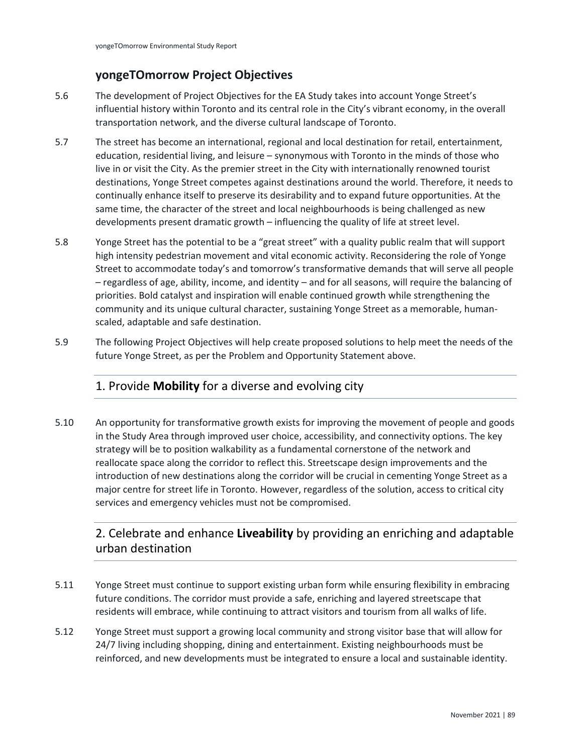## yongeTOmorrow Project Objectives

5.6 The development of Project Objectives for the EA Study takes into account Yonge Street's influential history within Toronto and its central role in the City's vibrant economy, in the overall transportation network, and the diverse cultural landscape of Toronto.

5.7 The street has become an international, regional and local destination for retail, entertainment, education, residential living, and leisure – synonymous with Toronto in the minds of those who live in or visit the City. As the premier street in the City with internationally renowned tourist destinations, Yonge Street competes against destinations around the world. Therefore, it needs to continually enhance itself to preserve its desirability and to expand future opportunities. At the same time, the character of the street and local neighbourhoods is being challenged as new developments present dramatic growth – influencing the quality of life at street level.

5.8 Yonge Street has the potential to be a "great street" with a quality public realm that will support high intensity pedestrian movement and vital economic activity. Reconsidering the role of Yonge Street to accommodate today's and tomorrow's transformative demands that will serve all people – regardless of age, ability, income, and identity – and for all seasons, will require the balancing of priorities. Bold catalyst and inspiration will enable continued growth while strengthening the community and its unique cultural character, sustaining Yonge Street as a memorable, human-scaled, adaptable and safe destination.

5.9 The following Project Objectives will help create proposed solutions to help meet the needs of the future Yonge Street, as per the Problem and Opportunity Statement above.

### 1. Provide **Mobility** for a diverse and evolving city

5.10 An opportunity for transformative growth exists for improving the movement of people and goods in the Study Area through improved user choice, accessibility, and connectivity options. The key strategy will be to position walkability as a fundamental cornerstone of the network and reallocate space along the corridor to reflect this. Streetscape design improvements and the introduction of new destinations along the corridor will be crucial in cementing Yonge Street as a major centre for street life in Toronto. However, regardless of the solution, access to critical city services and emergency vehicles must not be compromised.

### 2. Celebrate and enhance **Liveability** by providing an enriching and adaptable urban destination

5.11 Yonge Street must continue to support existing urban form while ensuring flexibility in embracing future conditions. The corridor must provide a safe, enriching and layered streetscape that residents will embrace, while continuing to attract visitors and tourism from all walks of life.

5.12 Yonge Street must support a growing local community and strong visitor base that will allow for 24/7 living including shopping, dining and entertainment. Existing neighbourhoods must be reinforced, and new developments must be integrated to ensure a local and sustainable identity.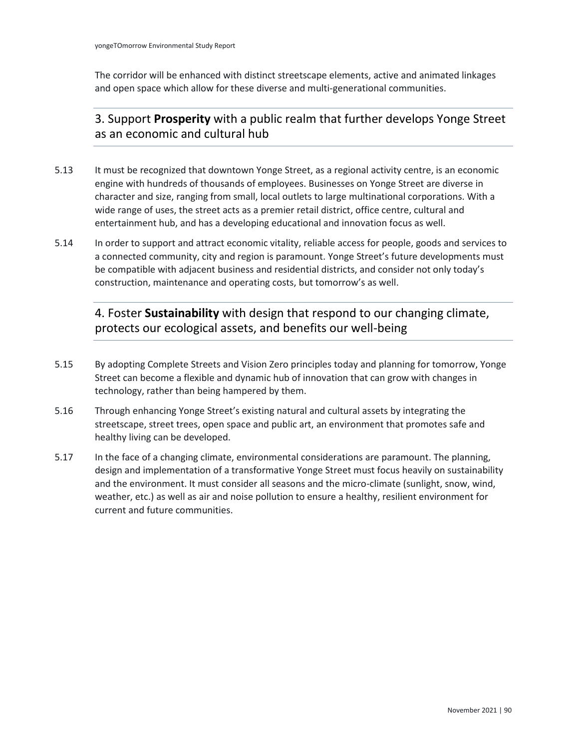The corridor will be enhanced with distinct streetscape elements, active and animated linkages and open space which allow for these diverse and multi-generational communities.

## 3. Support **Prosperity** with a public realm that further develops Yonge Street as an economic and cultural hub

5.13 It must be recognized that downtown Yonge Street, as a regional activity centre, is an economic engine with hundreds of thousands of employees. Businesses on Yonge Street are diverse in character and size, ranging from small, local outlets to large multinational corporations. With a wide range of uses, the street acts as a premier retail district, office centre, cultural and entertainment hub, and has a developing educational and innovation focus as well.

5.14 In order to support and attract economic vitality, reliable access for people, goods and services to a connected community, city and region is paramount. Yonge Street's future developments must be compatible with adjacent business and residential districts, and consider not only today's construction, maintenance and operating costs, but tomorrow's as well.

## 4. Foster **Sustainability** with design that respond to our changing climate, protects our ecological assets, and benefits our well-being

5.15 By adopting Complete Streets and Vision Zero principles today and planning for tomorrow, Yonge Street can become a flexible and dynamic hub of innovation that can grow with changes in technology, rather than being hampered by them.

5.16 Through enhancing Yonge Street's existing natural and cultural assets by integrating the streetscape, street trees, open space and public art, an environment that promotes safe and healthy living can be developed.

5.17 In the face of a changing climate, environmental considerations are paramount. The planning, design and implementation of a transformative Yonge Street must focus heavily on sustainability and the environment. It must consider all seasons and the micro-climate (sunlight, snow, wind, weather, etc.) as well as air and noise pollution to ensure a healthy, resilient environment for current and future communities.